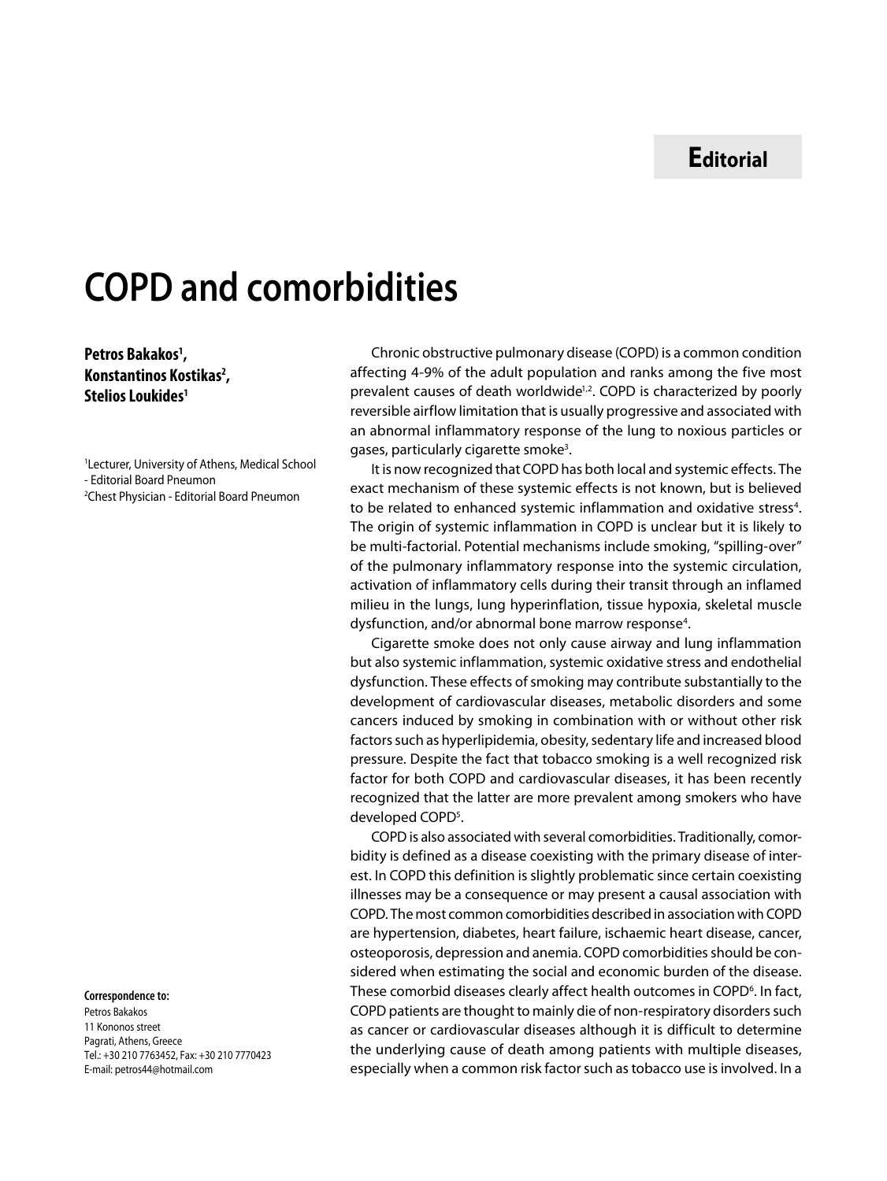**Editorial**

# COPD and comorbidities

**Petros Bakakos[1], Konstantinos Kostikas[2], Stelios Loukides[1]**

[1]Lecturer, University of Athens, Medical School - Editorial Board Pneumon
[2]Chest Physician - Editorial Board Pneumon

**Correspondence to:**
Petros Bakakos
11 Kononos street
Pagrati, Athens, Greece
Tel.: +30 210 7763452, Fax: +30 210 7770423
E-mail: petros44@hotmail.com

Chronic obstructive pulmonary disease (COPD) is a common condition affecting 4-9% of the adult population and ranks among the five most prevalent causes of death worldwide[1,2]. COPD is characterized by poorly reversible airflow limitation that is usually progressive and associated with an abnormal inflammatory response of the lung to noxious particles or gases, particularly cigarette smoke[3].

It is now recognized that COPD has both local and systemic effects. The exact mechanism of these systemic effects is not known, but is believed to be related to enhanced systemic inflammation and oxidative stress[4]. The origin of systemic inflammation in COPD is unclear but it is likely to be multi-factorial. Potential mechanisms include smoking, "spilling-over" of the pulmonary inflammatory response into the systemic circulation, activation of inflammatory cells during their transit through an inflamed milieu in the lungs, lung hyperinflation, tissue hypoxia, skeletal muscle dysfunction, and/or abnormal bone marrow response[4].

Cigarette smoke does not only cause airway and lung inflammation but also systemic inflammation, systemic oxidative stress and endothelial dysfunction. These effects of smoking may contribute substantially to the development of cardiovascular diseases, metabolic disorders and some cancers induced by smoking in combination with or without other risk factors such as hyperlipidemia, obesity, sedentary life and increased blood pressure. Despite the fact that tobacco smoking is a well recognized risk factor for both COPD and cardiovascular diseases, it has been recently recognized that the latter are more prevalent among smokers who have developed COPD[5].

COPD is also associated with several comorbidities. Traditionally, comorbidity is defined as a disease coexisting with the primary disease of interest. In COPD this definition is slightly problematic since certain coexisting illnesses may be a consequence or may present a causal association with COPD. The most common comorbidities described in association with COPD are hypertension, diabetes, heart failure, ischaemic heart disease, cancer, osteoporosis, depression and anemia. COPD comorbidities should be considered when estimating the social and economic burden of the disease. These comorbid diseases clearly affect health outcomes in COPD[6]. In fact, COPD patients are thought to mainly die of non-respiratory disorders such as cancer or cardiovascular diseases although it is difficult to determine the underlying cause of death among patients with multiple diseases, especially when a common risk factor such as tobacco use is involved. In a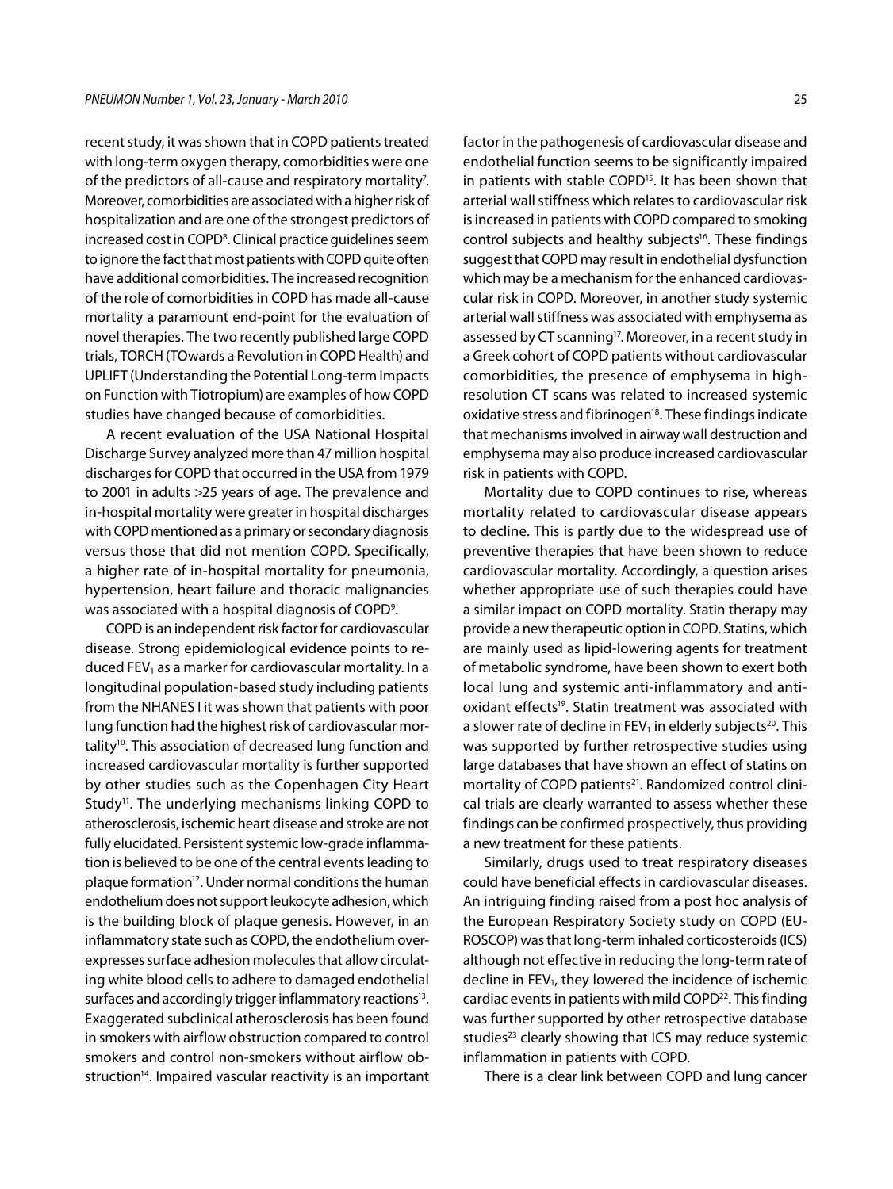recent study, it was shown that in COPD patients treated with long-term oxygen therapy, comorbidities were one of the predictors of all-cause and respiratory mortality[7]. Moreover, comorbidities are associated with a higher risk of hospitalization and are one of the strongest predictors of increased cost in COPD[8]. Clinical practice guidelines seem to ignore the fact that most patients with COPD quite often have additional comorbidities. The increased recognition of the role of comorbidities in COPD has made all-cause mortality a paramount end-point for the evaluation of novel therapies. The two recently published large COPD trials, TORCH (TOwards a Revolution in COPD Health) and UPLIFT (Understanding the Potential Long-term Impacts on Function with Tiotropium) are examples of how COPD studies have changed because of comorbidities.

A recent evaluation of the USA National Hospital Discharge Survey analyzed more than 47 million hospital discharges for COPD that occurred in the USA from 1979 to 2001 in adults >25 years of age. The prevalence and in-hospital mortality were greater in hospital discharges with COPD mentioned as a primary or secondary diagnosis versus those that did not mention COPD. Specifically, a higher rate of in-hospital mortality for pneumonia, hypertension, heart failure and thoracic malignancies was associated with a hospital diagnosis of COPD[9].

COPD is an independent risk factor for cardiovascular disease. Strong epidemiological evidence points to reduced $FEV_1$ as a marker for cardiovascular mortality. In a longitudinal population-based study including patients from the NHANES I it was shown that patients with poor lung function had the highest risk of cardiovascular mortality[10]. This association of decreased lung function and increased cardiovascular mortality is further supported by other studies such as the Copenhagen City Heart Study[11]. The underlying mechanisms linking COPD to atherosclerosis, ischemic heart disease and stroke are not fully elucidated. Persistent systemic low-grade inflammation is believed to be one of the central events leading to plaque formation[12]. Under normal conditions the human endothelium does not support leukocyte adhesion, which is the building block of plaque genesis. However, in an inflammatory state such as COPD, the endothelium overexpresses surface adhesion molecules that allow circulating white blood cells to adhere to damaged endothelial surfaces and accordingly trigger inflammatory reactions[13]. Exaggerated subclinical atherosclerosis has been found in smokers with airflow obstruction compared to control smokers and control non-smokers without airflow obstruction[14]. Impaired vascular reactivity is an important factor in the pathogenesis of cardiovascular disease and endothelial function seems to be significantly impaired in patients with stable COPD[15]. It has been shown that arterial wall stiffness which relates to cardiovascular risk is increased in patients with COPD compared to smoking control subjects and healthy subjects[16]. These findings suggest that COPD may result in endothelial dysfunction which may be a mechanism for the enhanced cardiovascular risk in COPD. Moreover, in another study systemic arterial wall stiffness was associated with emphysema as assessed by CT scanning[17]. Moreover, in a recent study in a Greek cohort of COPD patients without cardiovascular comorbidities, the presence of emphysema in high-resolution CT scans was related to increased systemic oxidative stress and fibrinogen[18]. These findings indicate that mechanisms involved in airway wall destruction and emphysema may also produce increased cardiovascular risk in patients with COPD.

Mortality due to COPD continues to rise, whereas mortality related to cardiovascular disease appears to decline. This is partly due to the widespread use of preventive therapies that have been shown to reduce cardiovascular mortality. Accordingly, a question arises whether appropriate use of such therapies could have a similar impact on COPD mortality. Statin therapy may provide a new therapeutic option in COPD. Statins, which are mainly used as lipid-lowering agents for treatment of metabolic syndrome, have been shown to exert both local lung and systemic anti-inflammatory and antioxidant effects[19]. Statin treatment was associated with a slower rate of decline in $FEV_1$ in elderly subjects[20]. This was supported by further retrospective studies using large databases that have shown an effect of statins on mortality of COPD patients[21]. Randomized control clinical trials are clearly warranted to assess whether these findings can be confirmed prospectively, thus providing a new treatment for these patients.

Similarly, drugs used to treat respiratory diseases could have beneficial effects in cardiovascular diseases. An intriguing finding raised from a post hoc analysis of the European Respiratory Society study on COPD (EUROSCOP) was that long-term inhaled corticosteroids (ICS) although not effective in reducing the long-term rate of decline in $FEV_1$, they lowered the incidence of ischemic cardiac events in patients with mild COPD[22]. This finding was further supported by other retrospective database studies[23] clearly showing that ICS may reduce systemic inflammation in patients with COPD.

There is a clear link between COPD and lung cancer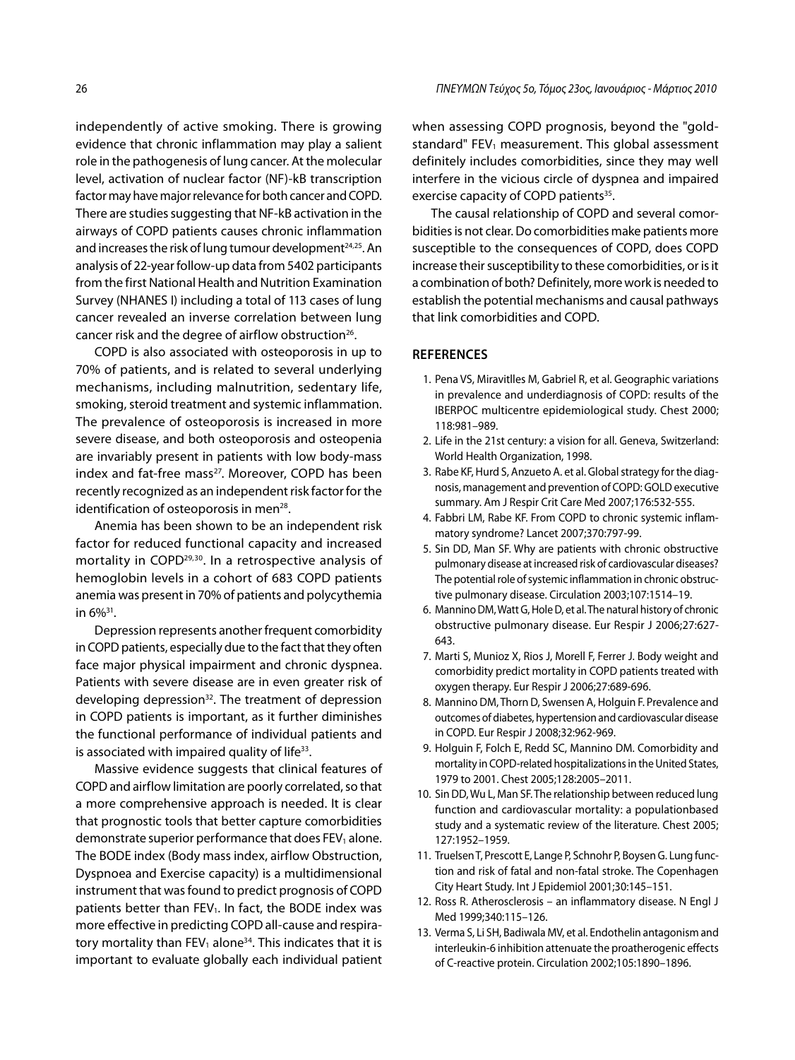independently of active smoking. There is growing evidence that chronic inflammation may play a salient role in the pathogenesis of lung cancer. At the molecular level, activation of nuclear factor (NF)-kB transcription factor may have major relevance for both cancer and COPD. There are studies suggesting that NF-kB activation in the airways of COPD patients causes chronic inflammation and increases the risk of lung tumour development[24,25]. An analysis of 22-year follow-up data from 5402 participants from the first National Health and Nutrition Examination Survey (NHANES I) including a total of 113 cases of lung cancer revealed an inverse correlation between lung cancer risk and the degree of airflow obstruction[26].

COPD is also associated with osteoporosis in up to 70% of patients, and is related to several underlying mechanisms, including malnutrition, sedentary life, smoking, steroid treatment and systemic inflammation. The prevalence of osteoporosis is increased in more severe disease, and both osteoporosis and osteopenia are invariably present in patients with low body-mass index and fat-free mass[27]. Moreover, COPD has been recently recognized as an independent risk factor for the identification of osteoporosis in men[28].

Anemia has been shown to be an independent risk factor for reduced functional capacity and increased mortality in COPD[29,30]. In a retrospective analysis of hemoglobin levels in a cohort of 683 COPD patients anemia was present in 70% of patients and polycythemia in 6%[31].

Depression represents another frequent comorbidity in COPD patients, especially due to the fact that they often face major physical impairment and chronic dyspnea. Patients with severe disease are in even greater risk of developing depression[32]. The treatment of depression in COPD patients is important, as it further diminishes the functional performance of individual patients and is associated with impaired quality of life[33].

Massive evidence suggests that clinical features of COPD and airflow limitation are poorly correlated, so that a more comprehensive approach is needed. It is clear that prognostic tools that better capture comorbidities demonstrate superior performance that does $FEV_1$ alone. The BODE index (Body mass index, airflow Obstruction, Dyspnoea and Exercise capacity) is a multidimensional instrument that was found to predict prognosis of COPD patients better than $FEV_1$. In fact, the BODE index was more effective in predicting COPD all-cause and respiratory mortality than $FEV_1$ alone[34]. This indicates that it is important to evaluate globally each individual patient when assessing COPD prognosis, beyond the "gold-standard" $FEV_1$ measurement. This global assessment definitely includes comorbidities, since they may well interfere in the vicious circle of dyspnea and impaired exercise capacity of COPD patients[35].

The causal relationship of COPD and several comorbidities is not clear. Do comorbidities make patients more susceptible to the consequences of COPD, does COPD increase their susceptibility to these comorbidities, or is it a combination of both? Definitely, more work is needed to establish the potential mechanisms and causal pathways that link comorbidities and COPD.

## REFERENCES

1. Pena VS, Miravitlles M, Gabriel R, et al. Geographic variations in prevalence and underdiagnosis of COPD: results of the IBERPOC multicentre epidemiological study. Chest 2000; 118:981–989.
2. Life in the 21st century: a vision for all. Geneva, Switzerland: World Health Organization, 1998.
3. Rabe KF, Hurd S, Anzueto A. et al. Global strategy for the diagnosis, management and prevention of COPD: GOLD executive summary. Am J Respir Crit Care Med 2007;176:532-555.
4. Fabbri LM, Rabe KF. From COPD to chronic systemic inflammatory syndrome? Lancet 2007;370:797-99.
5. Sin DD, Man SF. Why are patients with chronic obstructive pulmonary disease at increased risk of cardiovascular diseases? The potential role of systemic inflammation in chronic obstructive pulmonary disease. Circulation 2003;107:1514–19.
6. Mannino DM, Watt G, Hole D, et al. The natural history of chronic obstructive pulmonary disease. Eur Respir J 2006;27:627-643.
7. Marti S, Munioz X, Rios J, Morell F, Ferrer J. Body weight and comorbidity predict mortality in COPD patients treated with oxygen therapy. Eur Respir J 2006;27:689-696.
8. Mannino DM, Thorn D, Swensen A, Holguin F. Prevalence and outcomes of diabetes, hypertension and cardiovascular disease in COPD. Eur Respir J 2008;32:962-969.
9. Holguin F, Folch E, Redd SC, Mannino DM. Comorbidity and mortality in COPD-related hospitalizations in the United States, 1979 to 2001. Chest 2005;128:2005–2011.
10. Sin DD, Wu L, Man SF. The relationship between reduced lung function and cardiovascular mortality: a populationbased study and a systematic review of the literature. Chest 2005; 127:1952–1959.
11. Truelsen T, Prescott E, Lange P, Schnohr P, Boysen G. Lung function and risk of fatal and non-fatal stroke. The Copenhagen City Heart Study. Int J Epidemiol 2001;30:145–151.
12. Ross R. Atherosclerosis – an inflammatory disease. N Engl J Med 1999;340:115–126.
13. Verma S, Li SH, Badiwala MV, et al. Endothelin antagonism and interleukin-6 inhibition attenuate the proatherogenic effects of C-reactive protein. Circulation 2002;105:1890–1896.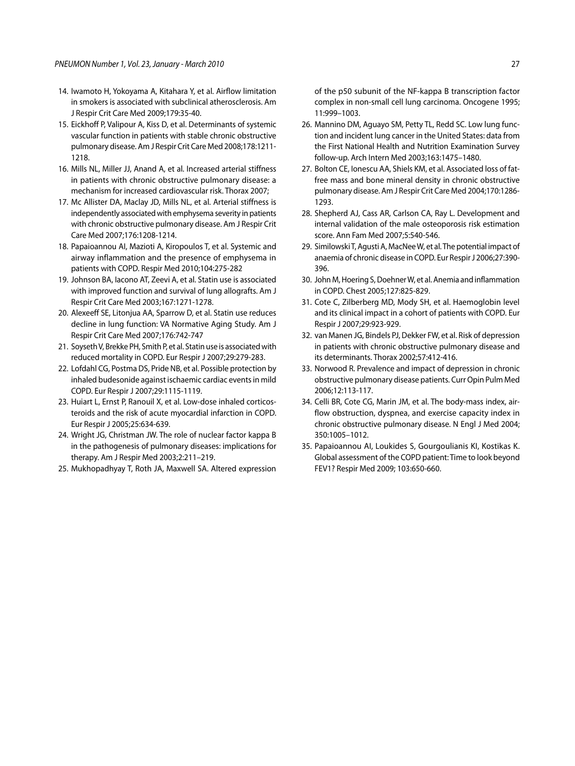14. Iwamoto H, Yokoyama A, Kitahara Y, et al. Airflow limitation in smokers is associated with subclinical atherosclerosis. Am J Respir Crit Care Med 2009;179:35-40.
15. Eickhoff P, Valipour A, Kiss D, et al. Determinants of systemic vascular function in patients with stable chronic obstructive pulmonary disease. Am J Respir Crit Care Med 2008;178:1211-1218.
16. Mills NL, Miller JJ, Anand A, et al. Increased arterial stiffness in patients with chronic obstructive pulmonary disease: a mechanism for increased cardiovascular risk. Thorax 2007;
17. Mc Allister DA, Maclay JD, Mills NL, et al. Arterial stiffness is independently associated with emphysema severity in patients with chronic obstructive pulmonary disease. Am J Respir Crit Care Med 2007;176:1208-1214.
18. Papaioannou AI, Mazioti A, Kiropoulos T, et al. Systemic and airway inflammation and the presence of emphysema in patients with COPD. Respir Med 2010;104:275-282
19. Johnson BA, Iacono AT, Zeevi A, et al. Statin use is associated with improved function and survival of lung allografts. Am J Respir Crit Care Med 2003;167:1271-1278.
20. Alexeeff SE, Litonjua AA, Sparrow D, et al. Statin use reduces decline in lung function: VA Normative Aging Study. Am J Respir Crit Care Med 2007;176:742-747
21. Soyseth V, Brekke PH, Smith P, et al. Statin use is associated with reduced mortality in COPD. Eur Respir J 2007;29:279-283.
22. Lofdahl CG, Postma DS, Pride NB, et al. Possible protection by inhaled budesonide against ischaemic cardiac events in mild COPD. Eur Respir J 2007;29:1115-1119.
23. Huiart L, Ernst P, Ranouil X, et al. Low-dose inhaled corticosteroids and the risk of acute myocardial infarction in COPD. Eur Respir J 2005;25:634-639.
24. Wright JG, Christman JW. The role of nuclear factor kappa B in the pathogenesis of pulmonary diseases: implications for therapy. Am J Respir Med 2003;2:211–219.
25. Mukhopadhyay T, Roth JA, Maxwell SA. Altered expression of the p50 subunit of the NF-kappa B transcription factor complex in non-small cell lung carcinoma. Oncogene 1995; 11:999–1003.
26. Mannino DM, Aguayo SM, Petty TL, Redd SC. Low lung function and incident lung cancer in the United States: data from the First National Health and Nutrition Examination Survey follow-up. Arch Intern Med 2003;163:1475–1480.
27. Bolton CE, Ionescu AA, Shiels KM, et al. Associated loss of fat-free mass and bone mineral density in chronic obstructive pulmonary disease. Am J Respir Crit Care Med 2004;170:1286-1293.
28. Shepherd AJ, Cass AR, Carlson CA, Ray L. Development and internal validation of the male osteoporosis risk estimation score. Ann Fam Med 2007;5:540-546.
29. Similowski T, Agusti A, MacNee W, et al. The potential impact of anaemia of chronic disease in COPD. Eur Respir J 2006;27:390-396.
30. John M, Hoering S, Doehner W, et al. Anemia and inflammation in COPD. Chest 2005;127:825-829.
31. Cote C, Zilberberg MD, Mody SH, et al. Haemoglobin level and its clinical impact in a cohort of patients with COPD. Eur Respir J 2007;29:923-929.
32. van Manen JG, Bindels PJ, Dekker FW, et al. Risk of depression in patients with chronic obstructive pulmonary disease and its determinants. Thorax 2002;57:412-416.
33. Norwood R. Prevalence and impact of depression in chronic obstructive pulmonary disease patients. Curr Opin Pulm Med 2006;12:113-117.
34. Celli BR, Cote CG, Marin JM, et al. The body-mass index, airflow obstruction, dyspnea, and exercise capacity index in chronic obstructive pulmonary disease. N Engl J Med 2004; 350:1005–1012.
35. Papaioannou AI, Loukides S, Gourgoulianis KI, Kostikas K. Global assessment of the COPD patient: Time to look beyond FEV1? Respir Med 2009; 103:650-660.